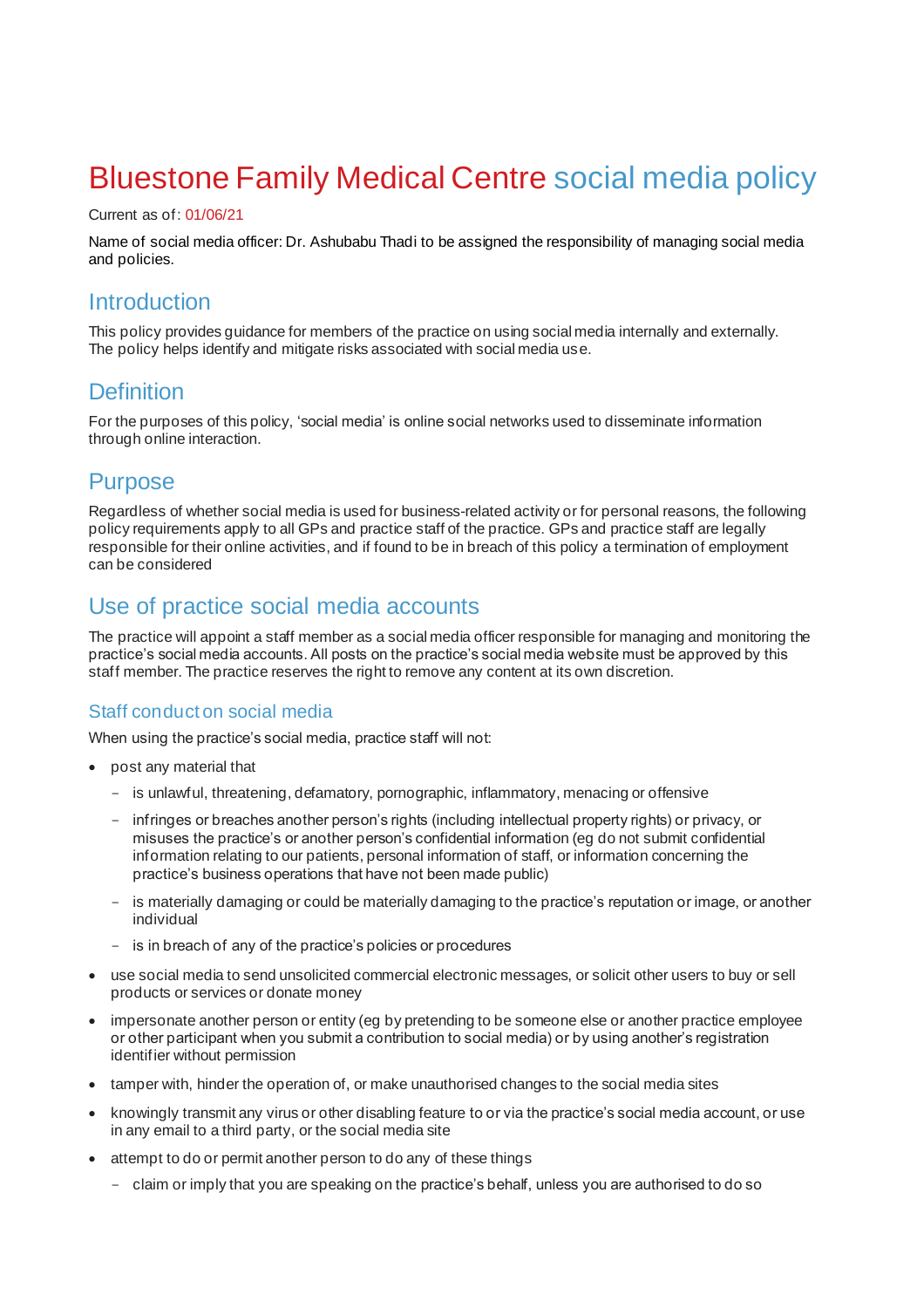# Bluestone Family Medical Centre social media policy

Current as of: 01/06/21

Name of social media officer: Dr. Ashubabu Thadi to be assigned the responsibility of managing social media and policies.

## Introduction

This policy provides guidance for members of the practice on using social media internally and externally. The policy helps identify and mitigate risks associated with social media use.

## Definition

For the purposes of this policy, 'social media' is online social networks used to disseminate information through online interaction.

## Purpose

Regardless of whether social media is used for business-related activity or for personal reasons, the following policy requirements apply to all GPs and practice staff of the practice. GPs and practice staff are legally responsible for their online activities, and if found to be in breach of this policy a termination of employment can be considered

## Use of practice social media accounts

The practice will appoint a staff member as a social media officer responsible for managing and monitoring the practice's social media accounts. All posts on the practice's social media website must be approved by this staff member. The practice reserves the right to remove any content at its own discretion.

### Staff conduct on social media

When using the practice's social media, practice staff will not:

- post any material that
  - is unlawful, threatening, defamatory, pornographic, inflammatory, menacing or offensive
  - infringes or breaches another person's rights (including intellectual property rights) or privacy, or misuses the practice's or another person's confidential information (eg do not submit confidential information relating to our patients, personal information of staff, or information concerning the practice's business operations that have not been made public)
  - is materially damaging or could be materially damaging to the practice's reputation or image, or another individual
  - is in breach of any of the practice's policies or procedures
- use social media to send unsolicited commercial electronic messages, or solicit other users to buy or sell products or services or donate money
- impersonate another person or entity (eg by pretending to be someone else or another practice employee or other participant when you submit a contribution to social media) or by using another's registration identifier without permission
- tamper with, hinder the operation of, or make unauthorised changes to the social media sites
- knowingly transmit any virus or other disabling feature to or via the practice's social media account, or use in any email to a third party, or the social media site
- attempt to do or permit another person to do any of these things
  - claim or imply that you are speaking on the practice's behalf, unless you are authorised to do so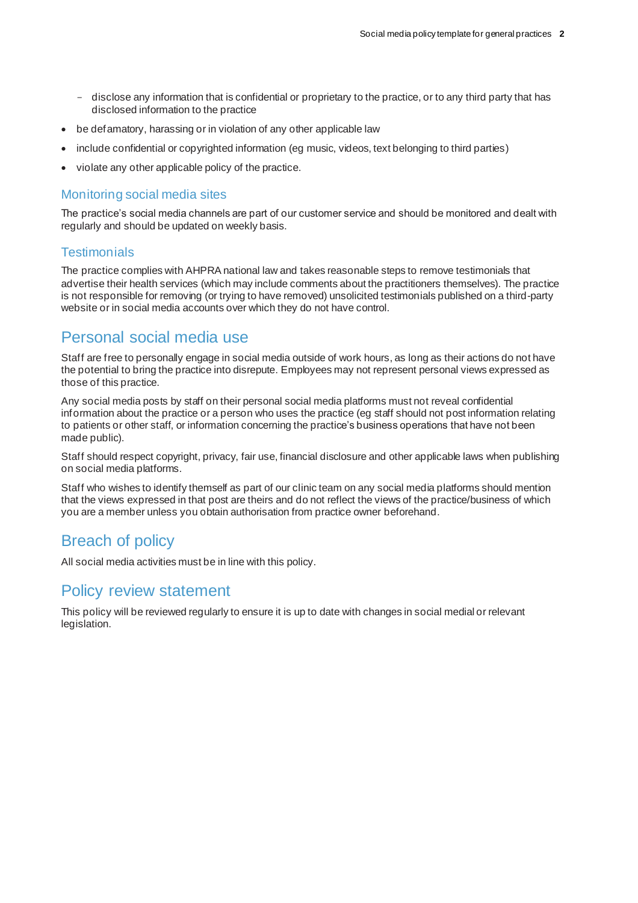- disclose any information that is confidential or proprietary to the practice, or to any third party that has disclosed information to the practice
- be defamatory, harassing or in violation of any other applicable law
- include confidential or copyrighted information (eg music, videos, text belonging to third parties)
- violate any other applicable policy of the practice.

### Monitoring social media sites

The practice's social media channels are part of our customer service and should be monitored and dealt with regularly and should be updated on weekly basis.

### Testimonials

The practice complies with AHPRA national law and takes reasonable steps to remove testimonials that advertise their health services (which may include comments about the practitioners themselves). The practice is not responsible for removing (or trying to have removed) unsolicited testimonials published on a third-party website or in social media accounts over which they do not have control.

## Personal social media use

Staff are free to personally engage in social media outside of work hours, as long as their actions do not have the potential to bring the practice into disrepute. Employees may not represent personal views expressed as those of this practice.

Any social media posts by staff on their personal social media platforms must not reveal confidential information about the practice or a person who uses the practice (eg staff should not post information relating to patients or other staff, or information concerning the practice's business operations that have not been made public).

Staff should respect copyright, privacy, fair use, financial disclosure and other applicable laws when publishing on social media platforms.

Staff who wishes to identify themself as part of our clinic team on any social media platforms should mention that the views expressed in that post are theirs and do not reflect the views of the practice/business of which you are a member unless you obtain authorisation from practice owner beforehand.

## Breach of policy

All social media activities must be in line with this policy.

## Policy review statement

This policy will be reviewed regularly to ensure it is up to date with changes in social medial or relevant legislation.